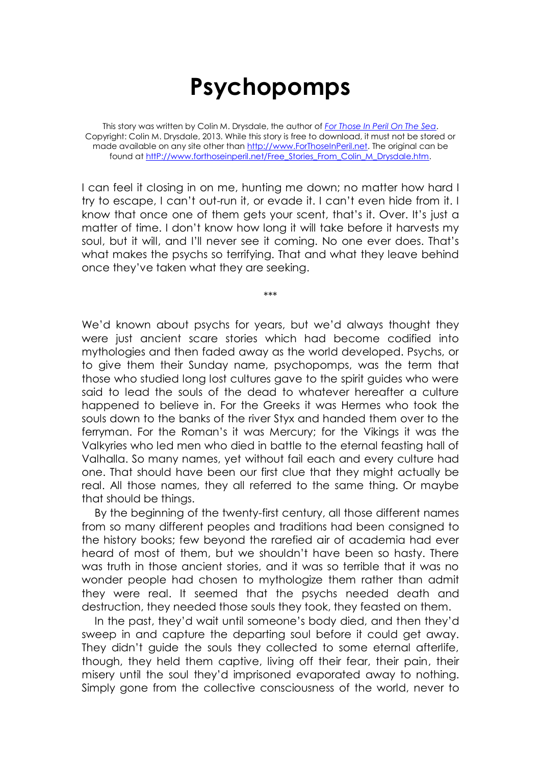# Psychopomps

This story was written by Colin M. Drysdale, the author of [*For Those In Peril On The Sea*](http://www.ForThoseInPeril.net). Copyright: Colin M. Drysdale, 2013. While this story is free to download, it must not be stored or made available on any site other than [http://www.ForThoseInPeril.net](http://www.ForThoseInPeril.net). The original can be found at [httP://www.forthoseinperil.net/Free_Stories_From_Colin_M_Drysdale.htm](httP://www.forthoseinperil.net/Free_Stories_From_Colin_M_Drysdale.htm).

I can feel it closing in on me, hunting me down; no matter how hard I try to escape, I can't out-run it, or evade it. I can't even hide from it. I know that once one of them gets your scent, that's it. Over. It's just a matter of time. I don't know how long it will take before it harvests my soul, but it will, and I'll never see it coming. No one ever does. That's what makes the psychs so terrifying. That and what they leave behind once they've taken what they are seeking.

\*\*\*

We'd known about psychs for years, but we'd always thought they were just ancient scare stories which had become codified into mythologies and then faded away as the world developed. Psychs, or to give them their Sunday name, psychopomps, was the term that those who studied long lost cultures gave to the spirit guides who were said to lead the souls of the dead to whatever hereafter a culture happened to believe in. For the Greeks it was Hermes who took the souls down to the banks of the river Styx and handed them over to the ferryman. For the Roman's it was Mercury; for the Vikings it was the Valkyries who led men who died in battle to the eternal feasting hall of Valhalla. So many names, yet without fail each and every culture had one. That should have been our first clue that they might actually be real. All those names, they all referred to the same thing. Or maybe that should be things.

By the beginning of the twenty-first century, all those different names from so many different peoples and traditions had been consigned to the history books; few beyond the rarefied air of academia had ever heard of most of them, but we shouldn't have been so hasty. There was truth in those ancient stories, and it was so terrible that it was no wonder people had chosen to mythologize them rather than admit they were real. It seemed that the psychs needed death and destruction, they needed those souls they took, they feasted on them.

In the past, they'd wait until someone's body died, and then they'd sweep in and capture the departing soul before it could get away. They didn't guide the souls they collected to some eternal afterlife, though, they held them captive, living off their fear, their pain, their misery until the soul they'd imprisoned evaporated away to nothing. Simply gone from the collective consciousness of the world, never to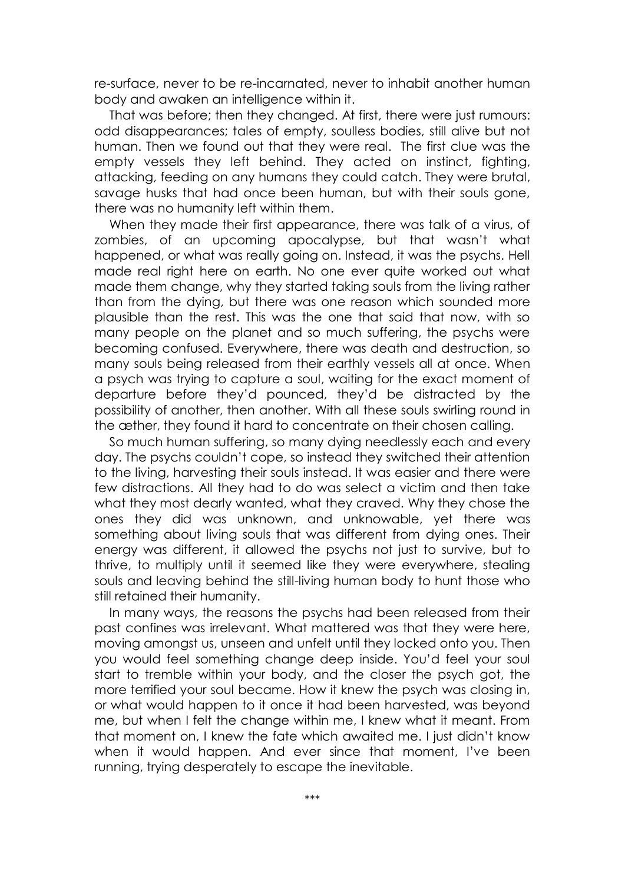re-surface, never to be re-incarnated, never to inhabit another human body and awaken an intelligence within it.

That was before; then they changed. At first, there were just rumours: odd disappearances; tales of empty, soulless bodies, still alive but not human. Then we found out that they were real. The first clue was the empty vessels they left behind. They acted on instinct, fighting, attacking, feeding on any humans they could catch. They were brutal, savage husks that had once been human, but with their souls gone, there was no humanity left within them.

When they made their first appearance, there was talk of a virus, of zombies, of an upcoming apocalypse, but that wasn't what happened, or what was really going on. Instead, it was the psychs. Hell made real right here on earth. No one ever quite worked out what made them change, why they started taking souls from the living rather than from the dying, but there was one reason which sounded more plausible than the rest. This was the one that said that now, with so many people on the planet and so much suffering, the psychs were becoming confused. Everywhere, there was death and destruction, so many souls being released from their earthly vessels all at once. When a psych was trying to capture a soul, waiting for the exact moment of departure before they'd pounced, they'd be distracted by the possibility of another, then another. With all these souls swirling round in the æther, they found it hard to concentrate on their chosen calling.

So much human suffering, so many dying needlessly each and every day. The psychs couldn't cope, so instead they switched their attention to the living, harvesting their souls instead. It was easier and there were few distractions. All they had to do was select a victim and then take what they most dearly wanted, what they craved. Why they chose the ones they did was unknown, and unknowable, yet there was something about living souls that was different from dying ones. Their energy was different, it allowed the psychs not just to survive, but to thrive, to multiply until it seemed like they were everywhere, stealing souls and leaving behind the still-living human body to hunt those who still retained their humanity.

In many ways, the reasons the psychs had been released from their past confines was irrelevant. What mattered was that they were here, moving amongst us, unseen and unfelt until they locked onto you. Then you would feel something change deep inside. You'd feel your soul start to tremble within your body, and the closer the psych got, the more terrified your soul became. How it knew the psych was closing in, or what would happen to it once it had been harvested, was beyond me, but when I felt the change within me, I knew what it meant. From that moment on, I knew the fate which awaited me. I just didn't know when it would happen. And ever since that moment, I've been running, trying desperately to escape the inevitable.

***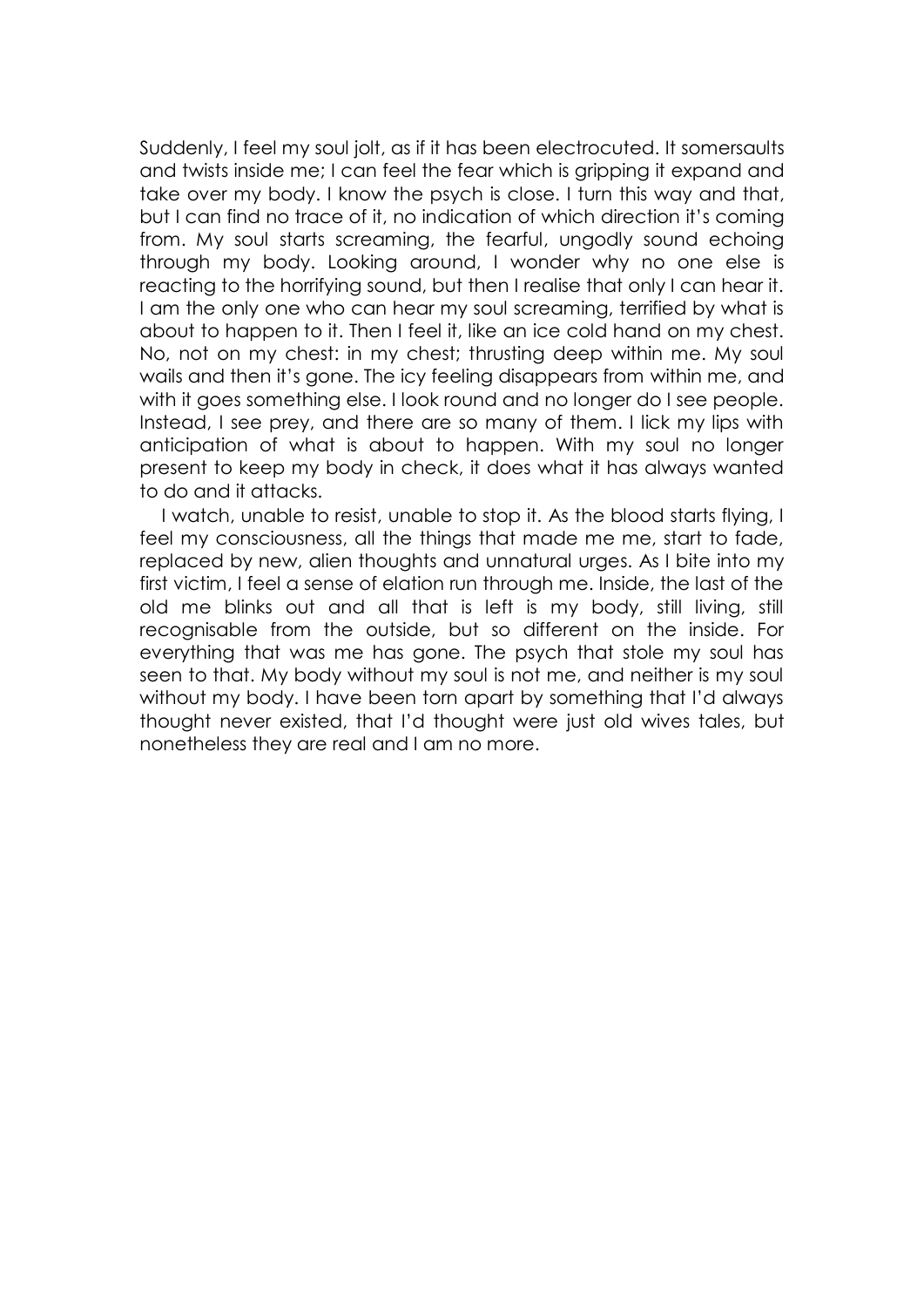Suddenly, I feel my soul jolt, as if it has been electrocuted. It somersaults and twists inside me; I can feel the fear which is gripping it expand and take over my body. I know the psych is close. I turn this way and that, but I can find no trace of it, no indication of which direction it's coming from. My soul starts screaming, the fearful, ungodly sound echoing through my body. Looking around, I wonder why no one else is reacting to the horrifying sound, but then I realise that only I can hear it. I am the only one who can hear my soul screaming, terrified by what is about to happen to it. Then I feel it, like an ice cold hand on my chest. No, not on my chest: in my chest; thrusting deep within me. My soul wails and then it's gone. The icy feeling disappears from within me, and with it goes something else. I look round and no longer do I see people. Instead, I see prey, and there are so many of them. I lick my lips with anticipation of what is about to happen. With my soul no longer present to keep my body in check, it does what it has always wanted to do and it attacks.

I watch, unable to resist, unable to stop it. As the blood starts flying, I feel my consciousness, all the things that made me me, start to fade, replaced by new, alien thoughts and unnatural urges. As I bite into my first victim, I feel a sense of elation run through me. Inside, the last of the old me blinks out and all that is left is my body, still living, still recognisable from the outside, but so different on the inside. For everything that was me has gone. The psych that stole my soul has seen to that. My body without my soul is not me, and neither is my soul without my body. I have been torn apart by something that I'd always thought never existed, that I'd thought were just old wives tales, but nonetheless they are real and I am no more.